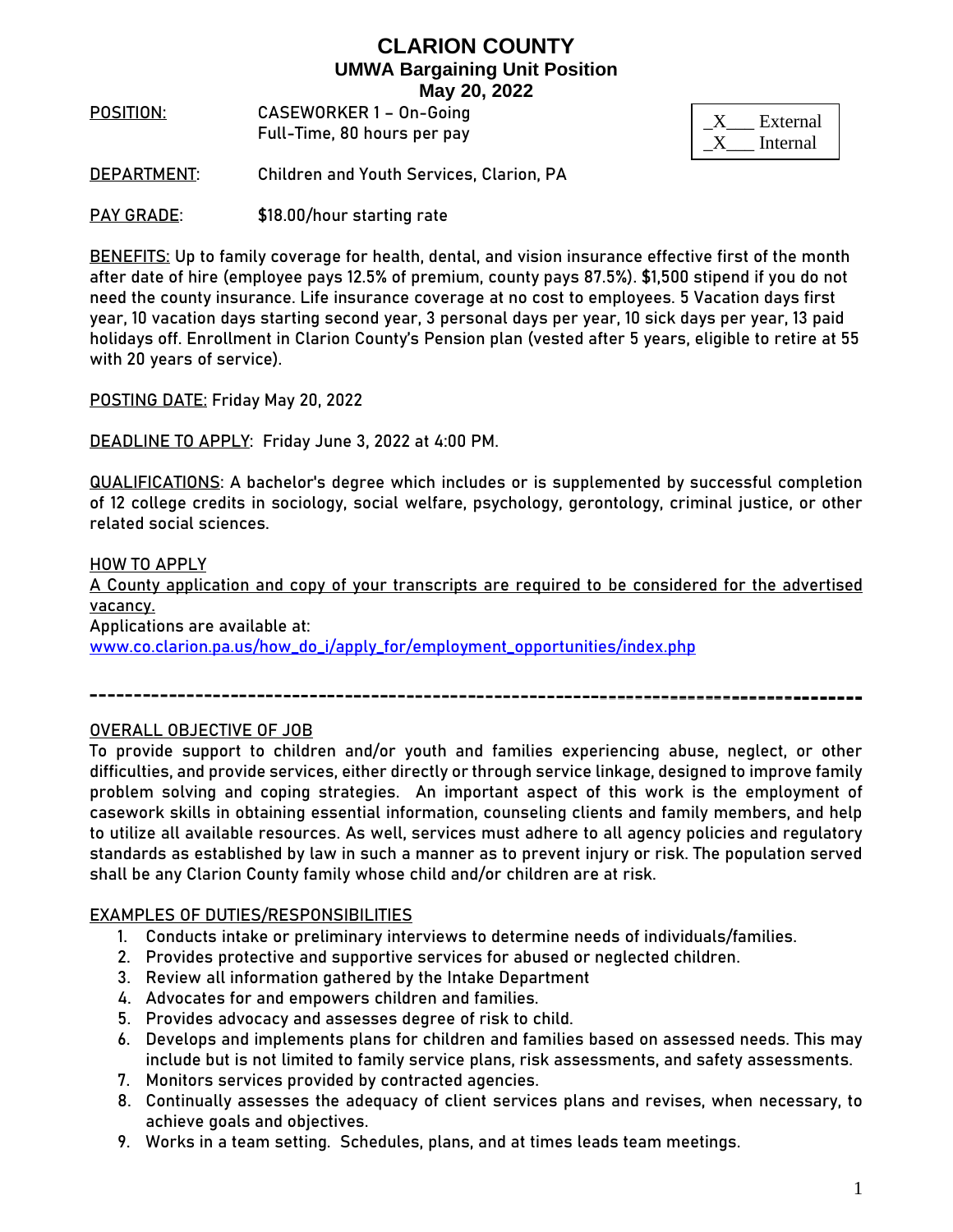# CLARION COUNTY

## UMWA Bargaining Unit Position

## May 20, 2022

POSITION: CASEWORKER 1 – On-Going
Full-Time, 80 hours per pay

_X___ External
_X___ Internal

DEPARTMENT: Children and Youth Services, Clarion, PA

PAY GRADE: $18.00/hour starting rate

BENEFITS: Up to family coverage for health, dental, and vision insurance effective first of the month after date of hire (employee pays 12.5% of premium, county pays 87.5%). $1,500 stipend if you do not need the county insurance. Life insurance coverage at no cost to employees. 5 Vacation days first year, 10 vacation days starting second year, 3 personal days per year, 10 sick days per year, 13 paid holidays off. Enrollment in Clarion County's Pension plan (vested after 5 years, eligible to retire at 55 with 20 years of service).

POSTING DATE: Friday May 20, 2022

DEADLINE TO APPLY: Friday June 3, 2022 at 4:00 PM.

QUALIFICATIONS: A bachelor's degree which includes or is supplemented by successful completion of 12 college credits in sociology, social welfare, psychology, gerontology, criminal justice, or other related social sciences.

HOW TO APPLY
A County application and copy of your transcripts are required to be considered for the advertised vacancy.
Applications are available at:
www.co.clarion.pa.us/how_do_i/apply_for/employment_opportunities/index.php

---

OVERALL OBJECTIVE OF JOB
To provide support to children and/or youth and families experiencing abuse, neglect, or other difficulties, and provide services, either directly or through service linkage, designed to improve family problem solving and coping strategies. An important aspect of this work is the employment of casework skills in obtaining essential information, counseling clients and family members, and help to utilize all available resources. As well, services must adhere to all agency policies and regulatory standards as established by law in such a manner as to prevent injury or risk. The population served shall be any Clarion County family whose child and/or children are at risk.

EXAMPLES OF DUTIES/RESPONSIBILITIES

1. Conducts intake or preliminary interviews to determine needs of individuals/families.
2. Provides protective and supportive services for abused or neglected children.
3. Review all information gathered by the Intake Department
4. Advocates for and empowers children and families.
5. Provides advocacy and assesses degree of risk to child.
6. Develops and implements plans for children and families based on assessed needs. This may include but is not limited to family service plans, risk assessments, and safety assessments.
7. Monitors services provided by contracted agencies.
8. Continually assesses the adequacy of client services plans and revises, when necessary, to achieve goals and objectives.
9. Works in a team setting. Schedules, plans, and at times leads team meetings.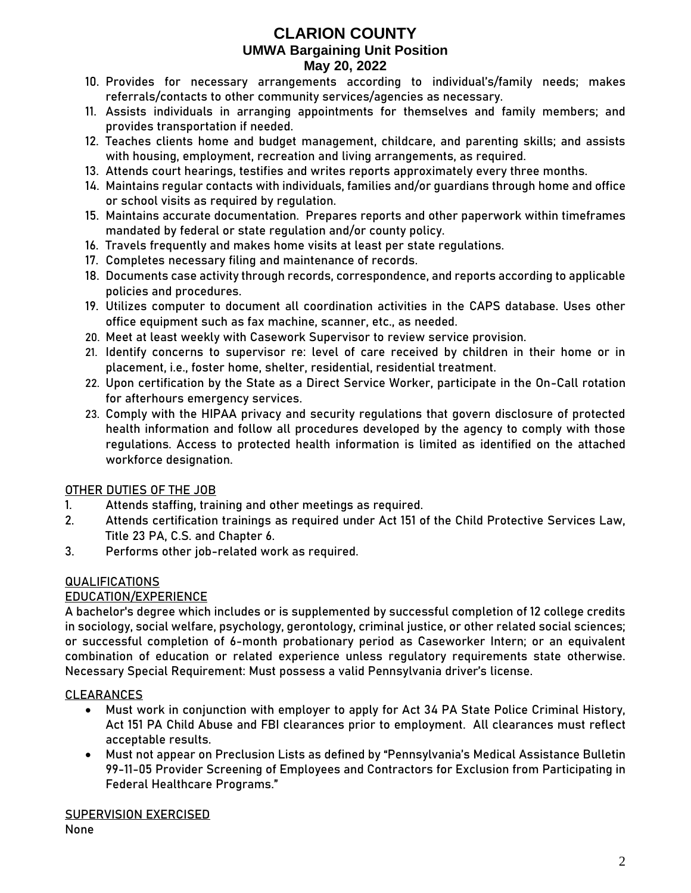10. Provides for necessary arrangements according to individual's/family needs; makes referrals/contacts to other community services/agencies as necessary.
11. Assists individuals in arranging appointments for themselves and family members; and provides transportation if needed.
12. Teaches clients home and budget management, childcare, and parenting skills; and assists with housing, employment, recreation and living arrangements, as required.
13. Attends court hearings, testifies and writes reports approximately every three months.
14. Maintains regular contacts with individuals, families and/or guardians through home and office or school visits as required by regulation.
15. Maintains accurate documentation. Prepares reports and other paperwork within timeframes mandated by federal or state regulation and/or county policy.
16. Travels frequently and makes home visits at least per state regulations.
17. Completes necessary filing and maintenance of records.
18. Documents case activity through records, correspondence, and reports according to applicable policies and procedures.
19. Utilizes computer to document all coordination activities in the CAPS database. Uses other office equipment such as fax machine, scanner, etc., as needed.
20. Meet at least weekly with Casework Supervisor to review service provision.
21. Identify concerns to supervisor re: level of care received by children in their home or in placement, i.e., foster home, shelter, residential, residential treatment.
22. Upon certification by the State as a Direct Service Worker, participate in the On-Call rotation for afterhours emergency services.
23. Comply with the HIPAA privacy and security regulations that govern disclosure of protected health information and follow all procedures developed by the agency to comply with those regulations. Access to protected health information is limited as identified on the attached workforce designation.

## OTHER DUTIES OF THE JOB

1. Attends staffing, training and other meetings as required.
2. Attends certification trainings as required under Act 151 of the Child Protective Services Law, Title 23 PA, C.S. and Chapter 6.
3. Performs other job-related work as required.

## QUALIFICATIONS

### EDUCATION/EXPERIENCE

A bachelor's degree which includes or is supplemented by successful completion of 12 college credits in sociology, social welfare, psychology, gerontology, criminal justice, or other related social sciences; or successful completion of 6-month probationary period as Caseworker Intern; or an equivalent combination of education or related experience unless regulatory requirements state otherwise. Necessary Special Requirement: Must possess a valid Pennsylvania driver's license.

### CLEARANCES

- Must work in conjunction with employer to apply for Act 34 PA State Police Criminal History, Act 151 PA Child Abuse and FBI clearances prior to employment. All clearances must reflect acceptable results.
- Must not appear on Preclusion Lists as defined by "Pennsylvania's Medical Assistance Bulletin 99-11-05 Provider Screening of Employees and Contractors for Exclusion from Participating in Federal Healthcare Programs."

## SUPERVISION EXERCISED

None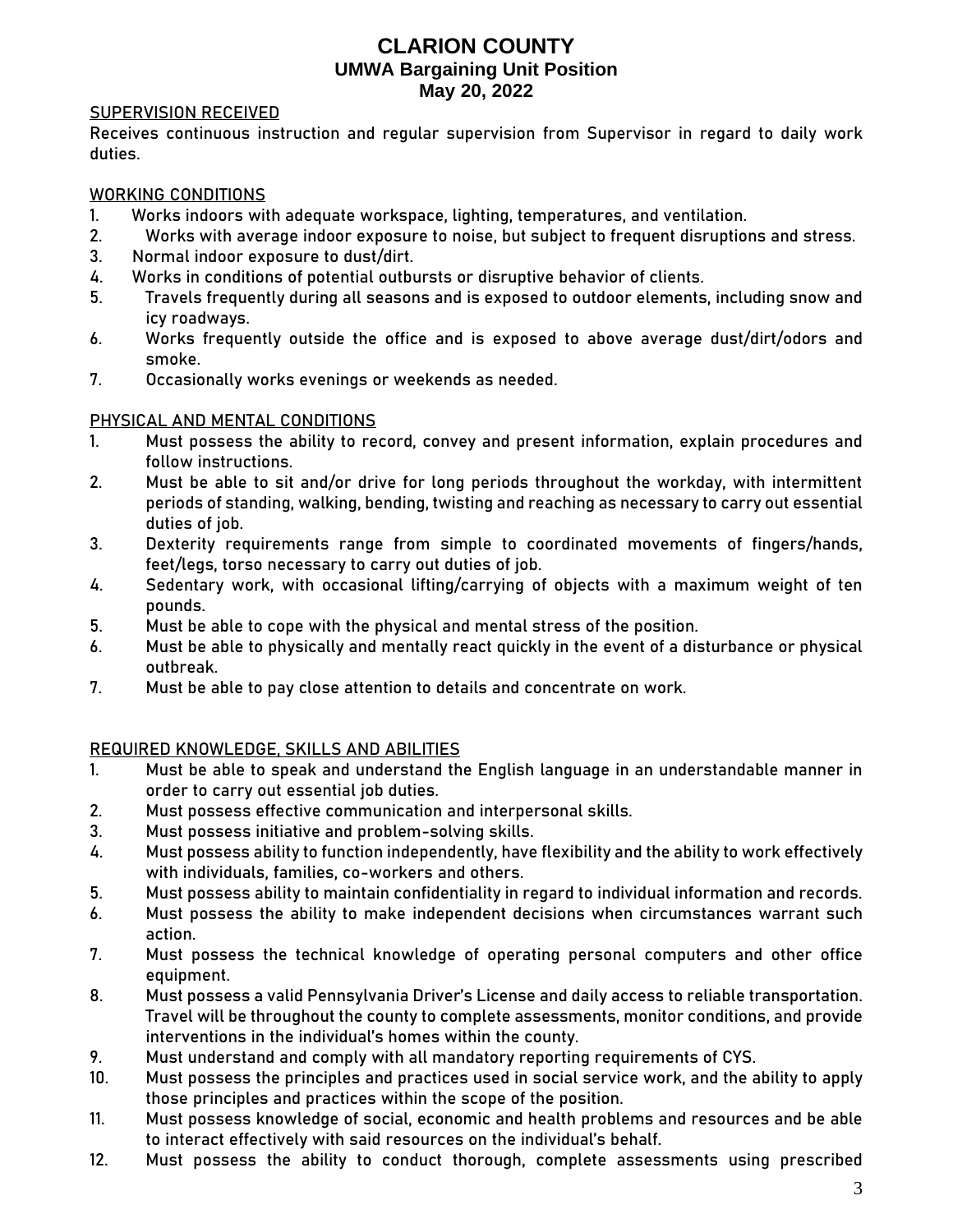# CLARION COUNTY
## UMWA Bargaining Unit Position
## May 20, 2022

SUPERVISION RECEIVED

Receives continuous instruction and regular supervision from Supervisor in regard to daily work duties.

WORKING CONDITIONS

1. Works indoors with adequate workspace, lighting, temperatures, and ventilation.
2. Works with average indoor exposure to noise, but subject to frequent disruptions and stress.
3. Normal indoor exposure to dust/dirt.
4. Works in conditions of potential outbursts or disruptive behavior of clients.
5. Travels frequently during all seasons and is exposed to outdoor elements, including snow and icy roadways.
6. Works frequently outside the office and is exposed to above average dust/dirt/odors and smoke.
7. Occasionally works evenings or weekends as needed.

PHYSICAL AND MENTAL CONDITIONS

1. Must possess the ability to record, convey and present information, explain procedures and follow instructions.
2. Must be able to sit and/or drive for long periods throughout the workday, with intermittent periods of standing, walking, bending, twisting and reaching as necessary to carry out essential duties of job.
3. Dexterity requirements range from simple to coordinated movements of fingers/hands, feet/legs, torso necessary to carry out duties of job.
4. Sedentary work, with occasional lifting/carrying of objects with a maximum weight of ten pounds.
5. Must be able to cope with the physical and mental stress of the position.
6. Must be able to physically and mentally react quickly in the event of a disturbance or physical outbreak.
7. Must be able to pay close attention to details and concentrate on work.

REQUIRED KNOWLEDGE, SKILLS AND ABILITIES

1. Must be able to speak and understand the English language in an understandable manner in order to carry out essential job duties.
2. Must possess effective communication and interpersonal skills.
3. Must possess initiative and problem-solving skills.
4. Must possess ability to function independently, have flexibility and the ability to work effectively with individuals, families, co-workers and others.
5. Must possess ability to maintain confidentiality in regard to individual information and records.
6. Must possess the ability to make independent decisions when circumstances warrant such action.
7. Must possess the technical knowledge of operating personal computers and other office equipment.
8. Must possess a valid Pennsylvania Driver's License and daily access to reliable transportation. Travel will be throughout the county to complete assessments, monitor conditions, and provide interventions in the individual's homes within the county.
9. Must understand and comply with all mandatory reporting requirements of CYS.
10. Must possess the principles and practices used in social service work, and the ability to apply those principles and practices within the scope of the position.
11. Must possess knowledge of social, economic and health problems and resources and be able to interact effectively with said resources on the individual's behalf.
12. Must possess the ability to conduct thorough, complete assessments using prescribed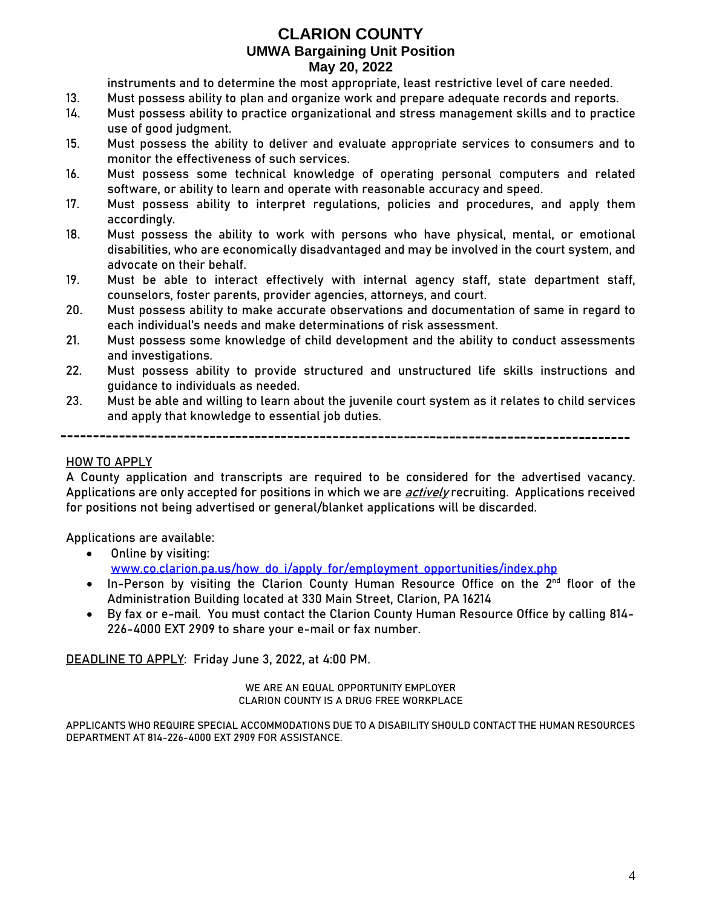instruments and to determine the most appropriate, least restrictive level of care needed.

13. Must possess ability to plan and organize work and prepare adequate records and reports.
14. Must possess ability to practice organizational and stress management skills and to practice use of good judgment.
15. Must possess the ability to deliver and evaluate appropriate services to consumers and to monitor the effectiveness of such services.
16. Must possess some technical knowledge of operating personal computers and related software, or ability to learn and operate with reasonable accuracy and speed.
17. Must possess ability to interpret regulations, policies and procedures, and apply them accordingly.
18. Must possess the ability to work with persons who have physical, mental, or emotional disabilities, who are economically disadvantaged and may be involved in the court system, and advocate on their behalf.
19. Must be able to interact effectively with internal agency staff, state department staff, counselors, foster parents, provider agencies, attorneys, and court.
20. Must possess ability to make accurate observations and documentation of same in regard to each individual's needs and make determinations of risk assessment.
21. Must possess some knowledge of child development and the ability to conduct assessments and investigations.
22. Must possess ability to provide structured and unstructured life skills instructions and guidance to individuals as needed.
23. Must be able and willing to learn about the juvenile court system as it relates to child services and apply that knowledge to essential job duties.

---

HOW TO APPLY

A County application and transcripts are required to be considered for the advertised vacancy. Applications are only accepted for positions in which we are ***actively*** recruiting. Applications received for positions not being advertised or general/blanket applications will be discarded.

Applications are available:

- Online by visiting: www.co.clarion.pa.us/how_do_i/apply_for/employment_opportunities/index.php
- In-Person by visiting the Clarion County Human Resource Office on the 2nd floor of the Administration Building located at 330 Main Street, Clarion, PA 16214
- By fax or e-mail. You must contact the Clarion County Human Resource Office by calling 814-226-4000 EXT 2909 to share your e-mail or fax number.

DEADLINE TO APPLY: Friday June 3, 2022, at 4:00 PM.

WE ARE AN EQUAL OPPORTUNITY EMPLOYER
CLARION COUNTY IS A DRUG FREE WORKPLACE

APPLICANTS WHO REQUIRE SPECIAL ACCOMMODATIONS DUE TO A DISABILITY SHOULD CONTACT THE HUMAN RESOURCES DEPARTMENT AT 814-226-4000 EXT 2909 FOR ASSISTANCE.